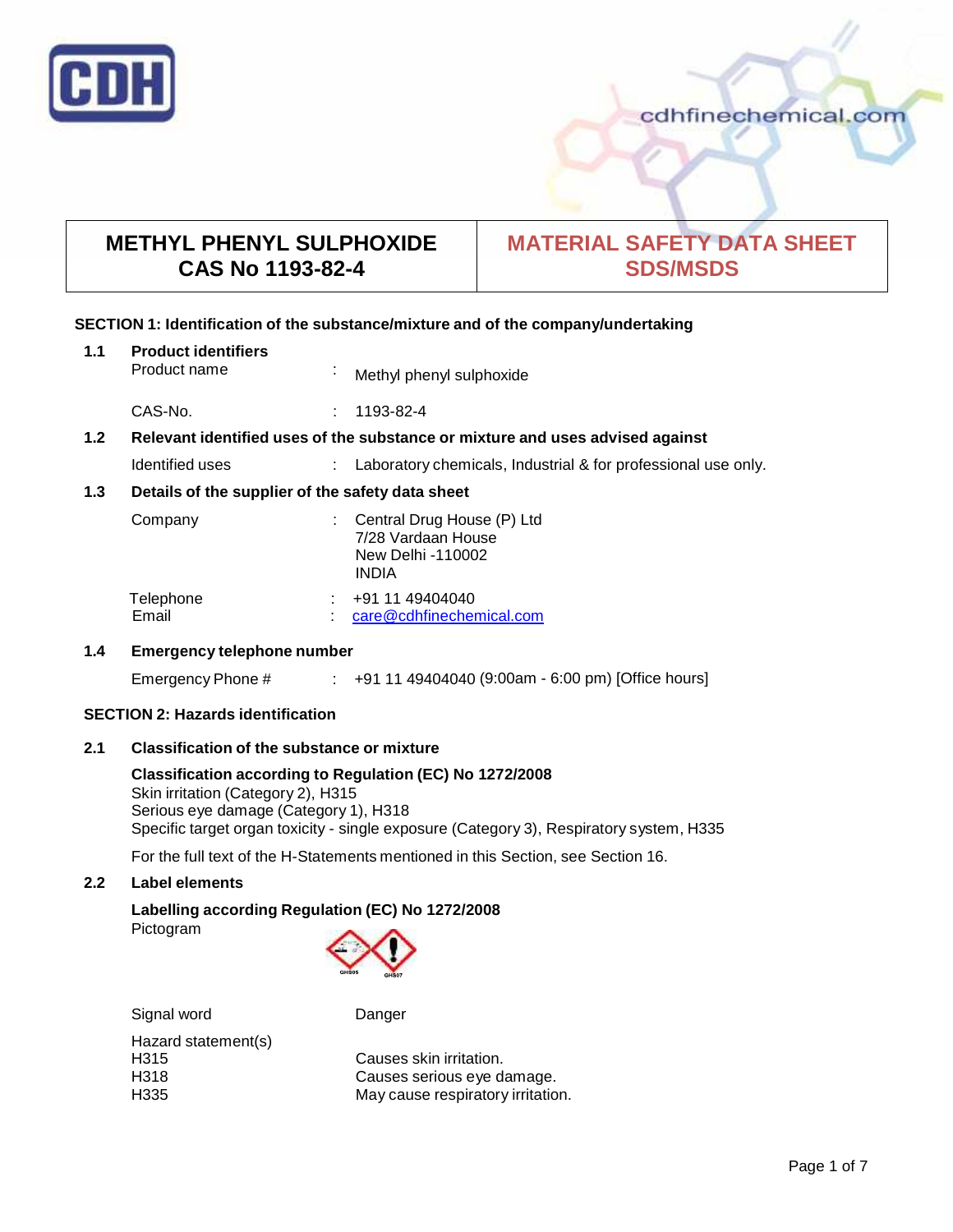# METHYL PHENYL SULPHOXIDE
# CAS No 1193-82-4

## MATERIAL SAFETY DATA SHEET
## SDS/MSDS

### SECTION 1: Identification of the substance/mixture and of the company/undertaking

**1.1 Product identifiers**

| | | |
|---|---|---|
| Product name | : | Methyl phenyl sulphoxide |
| CAS-No. | : | 1193-82-4 |

**1.2 Relevant identified uses of the substance or mixture and uses advised against**

| | | |
|---|---|---|
| Identified uses | : | Laboratory chemicals, Industrial & for professional use only. |

**1.3 Details of the supplier of the safety data sheet**

| | | |
|---|---|---|
| Company | : | Central Drug House (P) Ltd<br>7/28 Vardaan House<br>New Delhi -110002<br>INDIA |
| Telephone | : | +91 11 49404040 |
| Email | : | care@cdhfinechemical.com |

**1.4 Emergency telephone number**

| | | |
|---|---|---|
| Emergency Phone # | : | +91 11 49404040 (9:00am - 6:00 pm) [Office hours] |

### SECTION 2: Hazards identification

**2.1 Classification of the substance or mixture**

**Classification according to Regulation (EC) No 1272/2008**
Skin irritation (Category 2), H315
Serious eye damage (Category 1), H318
Specific target organ toxicity - single exposure (Category 3), Respiratory system, H335

For the full text of the H-Statements mentioned in this Section, see Section 16.

**2.2 Label elements**

**Labelling according Regulation (EC) No 1272/2008**
Pictogram

GHS05 GHS07

Signal word: Danger

Hazard statement(s)

| | |
|---|---|
| H315 | Causes skin irritation. |
| H318 | Causes serious eye damage. |
| H335 | May cause respiratory irritation. |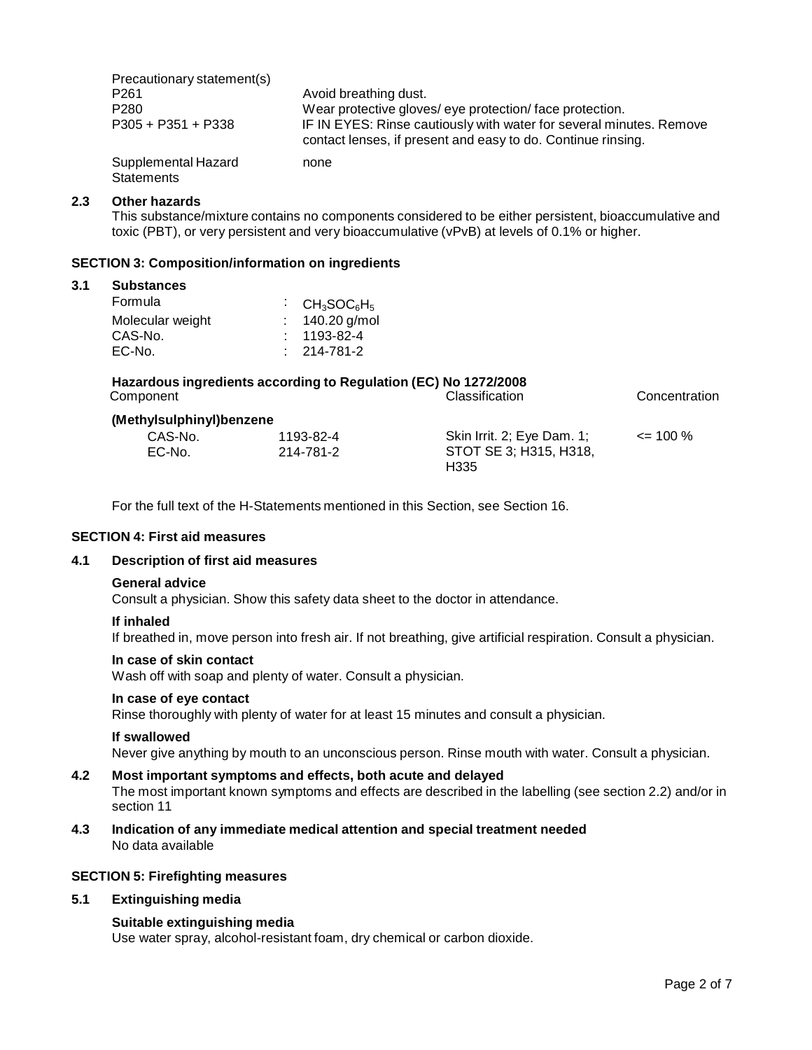Precautionary statement(s)

| | |
|---|---|
| P261 | Avoid breathing dust. |
| P280 | Wear protective gloves/ eye protection/ face protection. |
| P305 + P351 + P338 | IF IN EYES: Rinse cautiously with water for several minutes. Remove contact lenses, if present and easy to do. Continue rinsing. |
| Supplemental Hazard Statements | none |

### 2.3 Other hazards

This substance/mixture contains no components considered to be either persistent, bioaccumulative and toxic (PBT), or very persistent and very bioaccumulative (vPvB) at levels of 0.1% or higher.

## SECTION 3: Composition/information on ingredients

### 3.1 Substances

| | |
|---|---|
| Formula | : $CH_3SOC_6H_5$ |
| Molecular weight | : 140.20 g/mol |
| CAS-No. | : 1193-82-4 |
| EC-No. | : 214-781-2 |

**Hazardous ingredients according to Regulation (EC) No 1272/2008**

| Component | | Classification | Concentration |
|---|---|---|---|
| **(Methylsulphinyl)benzene** | | | |
| CAS-No. | 1193-82-4 | Skin Irrit. 2; Eye Dam. 1; STOT SE 3; H315, H318, H335 | <= 100 % |
| EC-No. | 214-781-2 | | |

For the full text of the H-Statements mentioned in this Section, see Section 16.

## SECTION 4: First aid measures

### 4.1 Description of first aid measures

**General advice**

Consult a physician. Show this safety data sheet to the doctor in attendance.

**If inhaled**

If breathed in, move person into fresh air. If not breathing, give artificial respiration. Consult a physician.

**In case of skin contact**

Wash off with soap and plenty of water. Consult a physician.

**In case of eye contact**

Rinse thoroughly with plenty of water for at least 15 minutes and consult a physician.

**If swallowed**

Never give anything by mouth to an unconscious person. Rinse mouth with water. Consult a physician.

### 4.2 Most important symptoms and effects, both acute and delayed

The most important known symptoms and effects are described in the labelling (see section 2.2) and/or in section 11

### 4.3 Indication of any immediate medical attention and special treatment needed

No data available

## SECTION 5: Firefighting measures

### 5.1 Extinguishing media

**Suitable extinguishing media**

Use water spray, alcohol-resistant foam, dry chemical or carbon dioxide.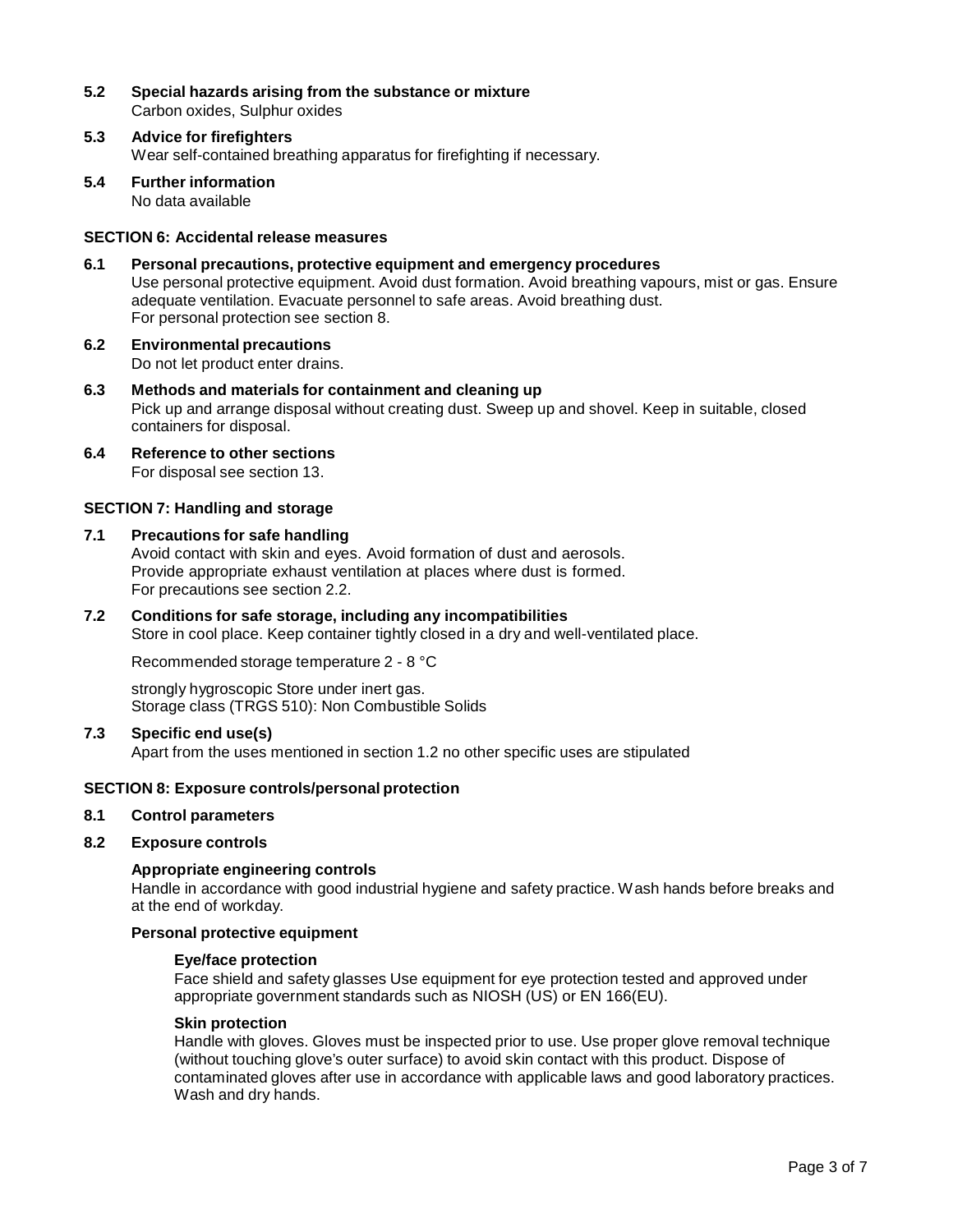### 5.2 Special hazards arising from the substance or mixture

Carbon oxides, Sulphur oxides

### 5.3 Advice for firefighters

Wear self-contained breathing apparatus for firefighting if necessary.

### 5.4 Further information

No data available

## SECTION 6: Accidental release measures

### 6.1 Personal precautions, protective equipment and emergency procedures

Use personal protective equipment. Avoid dust formation. Avoid breathing vapours, mist or gas. Ensure adequate ventilation. Evacuate personnel to safe areas. Avoid breathing dust.
For personal protection see section 8.

### 6.2 Environmental precautions

Do not let product enter drains.

### 6.3 Methods and materials for containment and cleaning up

Pick up and arrange disposal without creating dust. Sweep up and shovel. Keep in suitable, closed containers for disposal.

### 6.4 Reference to other sections

For disposal see section 13.

## SECTION 7: Handling and storage

### 7.1 Precautions for safe handling

Avoid contact with skin and eyes. Avoid formation of dust and aerosols.
Provide appropriate exhaust ventilation at places where dust is formed.
For precautions see section 2.2.

### 7.2 Conditions for safe storage, including any incompatibilities

Store in cool place. Keep container tightly closed in a dry and well-ventilated place.

Recommended storage temperature 2 - 8 °C

strongly hygroscopic Store under inert gas.
Storage class (TRGS 510): Non Combustible Solids

### 7.3 Specific end use(s)

Apart from the uses mentioned in section 1.2 no other specific uses are stipulated

## SECTION 8: Exposure controls/personal protection

### 8.1 Control parameters

### 8.2 Exposure controls

**Appropriate engineering controls**

Handle in accordance with good industrial hygiene and safety practice. Wash hands before breaks and at the end of workday.

**Personal protective equipment**

**Eye/face protection**

Face shield and safety glasses Use equipment for eye protection tested and approved under appropriate government standards such as NIOSH (US) or EN 166(EU).

**Skin protection**

Handle with gloves. Gloves must be inspected prior to use. Use proper glove removal technique (without touching glove's outer surface) to avoid skin contact with this product. Dispose of contaminated gloves after use in accordance with applicable laws and good laboratory practices. Wash and dry hands.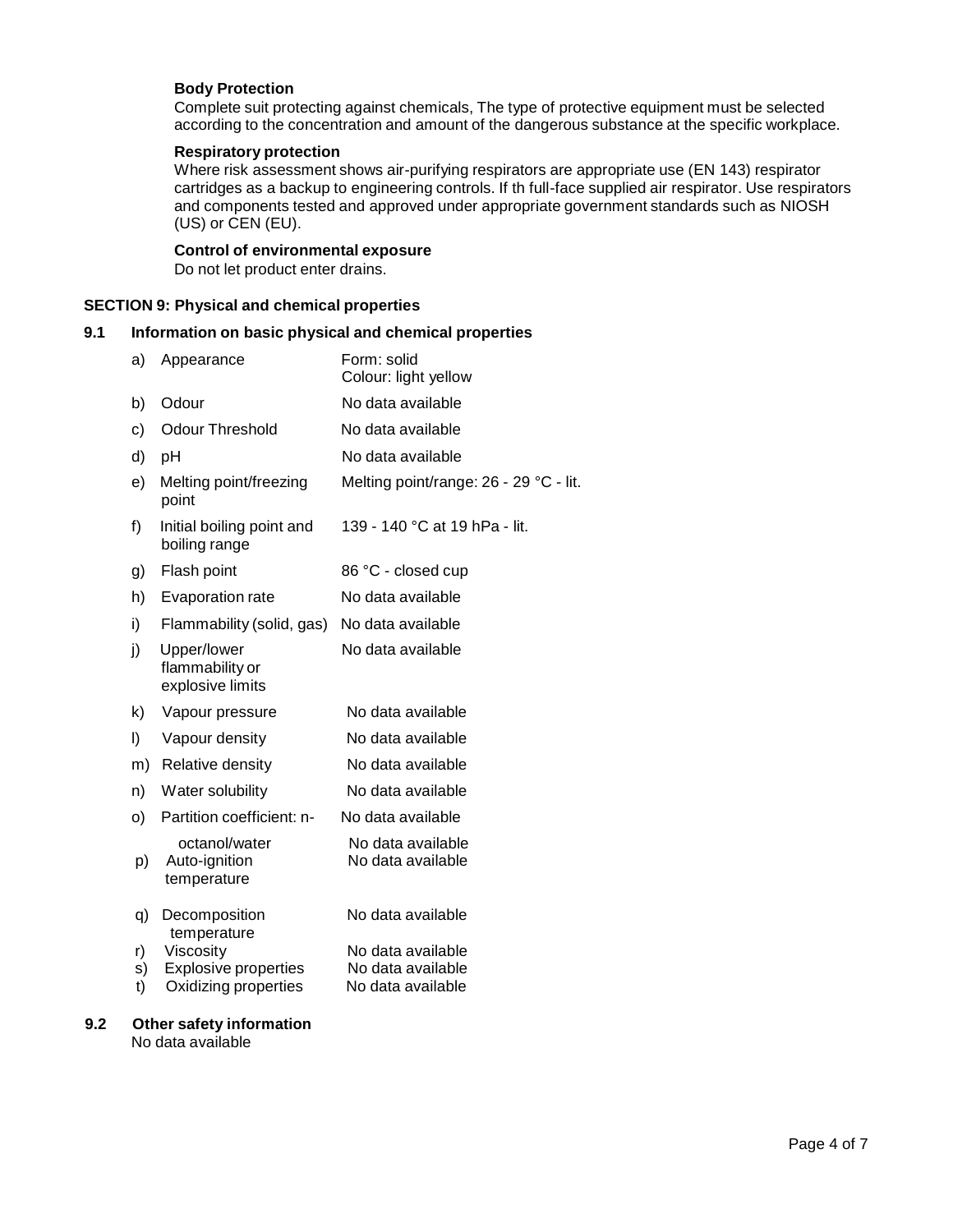**Body Protection**

Complete suit protecting against chemicals, The type of protective equipment must be selected according to the concentration and amount of the dangerous substance at the specific workplace.

**Respiratory protection**

Where risk assessment shows air-purifying respirators are appropriate use (EN 143) respirator cartridges as a backup to engineering controls. If th full-face supplied air respirator. Use respirators and components tested and approved under appropriate government standards such as NIOSH (US) or CEN (EU).

**Control of environmental exposure**

Do not let product enter drains.

## SECTION 9: Physical and chemical properties

### 9.1 Information on basic physical and chemical properties

| | Property | Value |
|---|---|---|
| a) | Appearance | Form: solid<br>Colour: light yellow |
| b) | Odour | No data available |
| c) | Odour Threshold | No data available |
| d) | pH | No data available |
| e) | Melting point/freezing point | Melting point/range: 26 - 29 °C - lit. |
| f) | Initial boiling point and boiling range | 139 - 140 °C at 19 hPa - lit. |
| g) | Flash point | 86 °C - closed cup |
| h) | Evaporation rate | No data available |
| i) | Flammability (solid, gas) | No data available |
| j) | Upper/lower flammability or explosive limits | No data available |
| k) | Vapour pressure | No data available |
| l) | Vapour density | No data available |
| m) | Relative density | No data available |
| n) | Water solubility | No data available |
| o) | Partition coefficient: n-octanol/water | No data available |
| | | No data available |
| p) | Auto-ignition temperature | No data available |
| q) | Decomposition temperature | No data available |
| r) | Viscosity | No data available |
| s) | Explosive properties | No data available |
| t) | Oxidizing properties | No data available |

### 9.2 Other safety information

No data available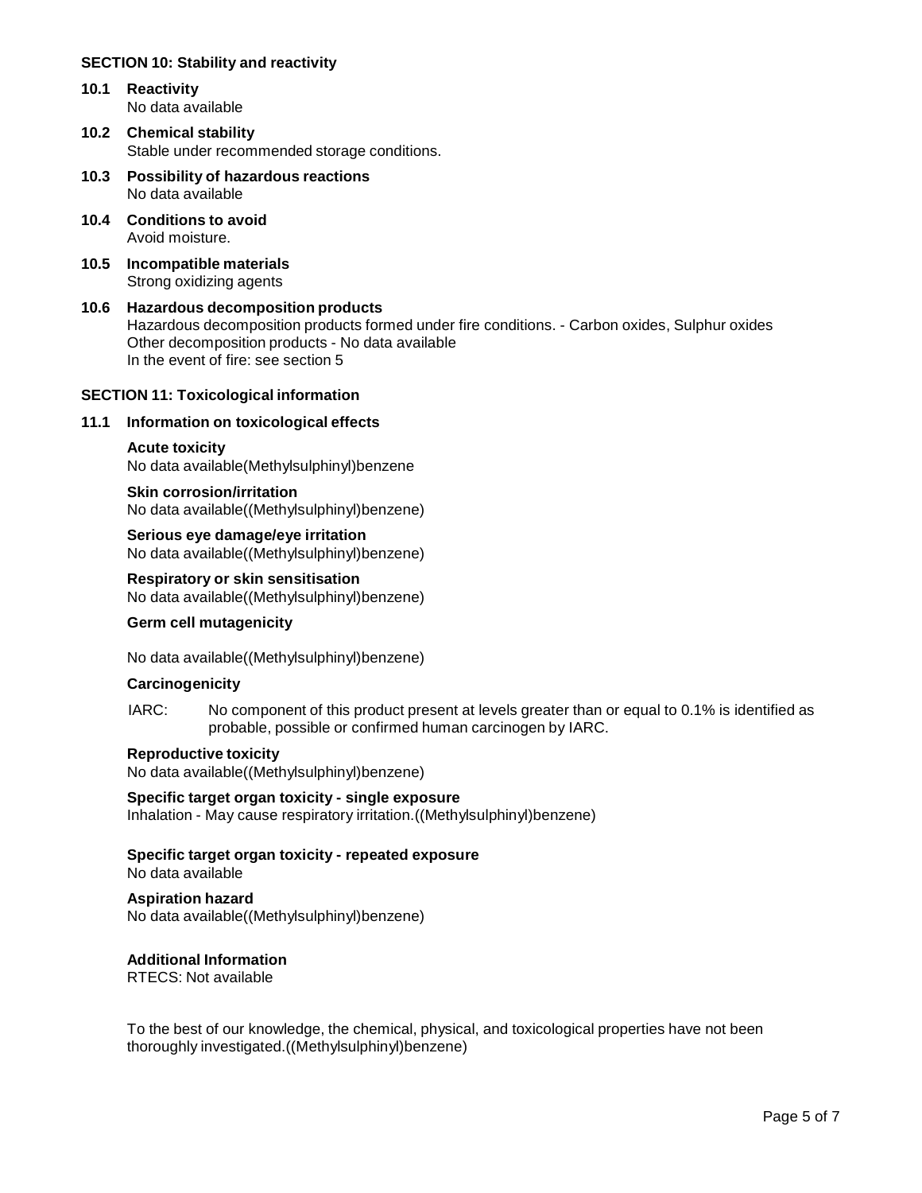## SECTION 10: Stability and reactivity

### 10.1 Reactivity

No data available

### 10.2 Chemical stability

Stable under recommended storage conditions.

### 10.3 Possibility of hazardous reactions

No data available

### 10.4 Conditions to avoid

Avoid moisture.

### 10.5 Incompatible materials

Strong oxidizing agents

### 10.6 Hazardous decomposition products

Hazardous decomposition products formed under fire conditions. - Carbon oxides, Sulphur oxides
Other decomposition products - No data available
In the event of fire: see section 5

## SECTION 11: Toxicological information

### 11.1 Information on toxicological effects

**Acute toxicity**
No data available(Methylsulphinyl)benzene

**Skin corrosion/irritation**
No data available((Methylsulphinyl)benzene)

**Serious eye damage/eye irritation**
No data available((Methylsulphinyl)benzene)

**Respiratory or skin sensitisation**
No data available((Methylsulphinyl)benzene)

**Germ cell mutagenicity**

No data available((Methylsulphinyl)benzene)

**Carcinogenicity**

IARC: No component of this product present at levels greater than or equal to 0.1% is identified as probable, possible or confirmed human carcinogen by IARC.

**Reproductive toxicity**
No data available((Methylsulphinyl)benzene)

**Specific target organ toxicity - single exposure**
Inhalation - May cause respiratory irritation.((Methylsulphinyl)benzene)

**Specific target organ toxicity - repeated exposure**
No data available

**Aspiration hazard**
No data available((Methylsulphinyl)benzene)

**Additional Information**
RTECS: Not available

To the best of our knowledge, the chemical, physical, and toxicological properties have not been thoroughly investigated.((Methylsulphinyl)benzene)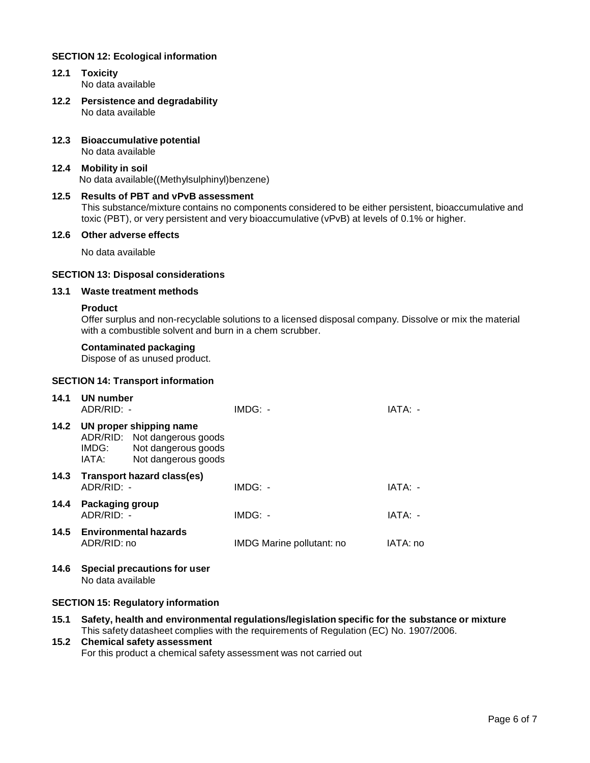## SECTION 12: Ecological information

### 12.1 Toxicity

No data available

### 12.2 Persistence and degradability

No data available

### 12.3 Bioaccumulative potential

No data available

### 12.4 Mobility in soil

No data available((Methylsulphinyl)benzene)

### 12.5 Results of PBT and vPvB assessment

This substance/mixture contains no components considered to be either persistent, bioaccumulative and toxic (PBT), or very persistent and very bioaccumulative (vPvB) at levels of 0.1% or higher.

### 12.6 Other adverse effects

No data available

## SECTION 13: Disposal considerations

### 13.1 Waste treatment methods

**Product**

Offer surplus and non-recyclable solutions to a licensed disposal company. Dissolve or mix the material with a combustible solvent and burn in a chem scrubber.

**Contaminated packaging**

Dispose of as unused product.

## SECTION 14: Transport information

### 14.1 UN number

| ADR/RID: - | IMDG: - | IATA: - |
|---|---|---|

### 14.2 UN proper shipping name

| | |
|---|---|
| ADR/RID: | Not dangerous goods |
| IMDG: | Not dangerous goods |
| IATA: | Not dangerous goods |

### 14.3 Transport hazard class(es)

| ADR/RID: - | IMDG: - | IATA: - |
|---|---|---|

### 14.4 Packaging group

| ADR/RID: - | IMDG: - | IATA: - |
|---|---|---|

### 14.5 Environmental hazards

| ADR/RID: no | IMDG Marine pollutant: no | IATA: no |
|---|---|---|

### 14.6 Special precautions for user

No data available

## SECTION 15: Regulatory information

### 15.1 Safety, health and environmental regulations/legislation specific for the substance or mixture

This safety datasheet complies with the requirements of Regulation (EC) No. 1907/2006.

### 15.2 Chemical safety assessment

For this product a chemical safety assessment was not carried out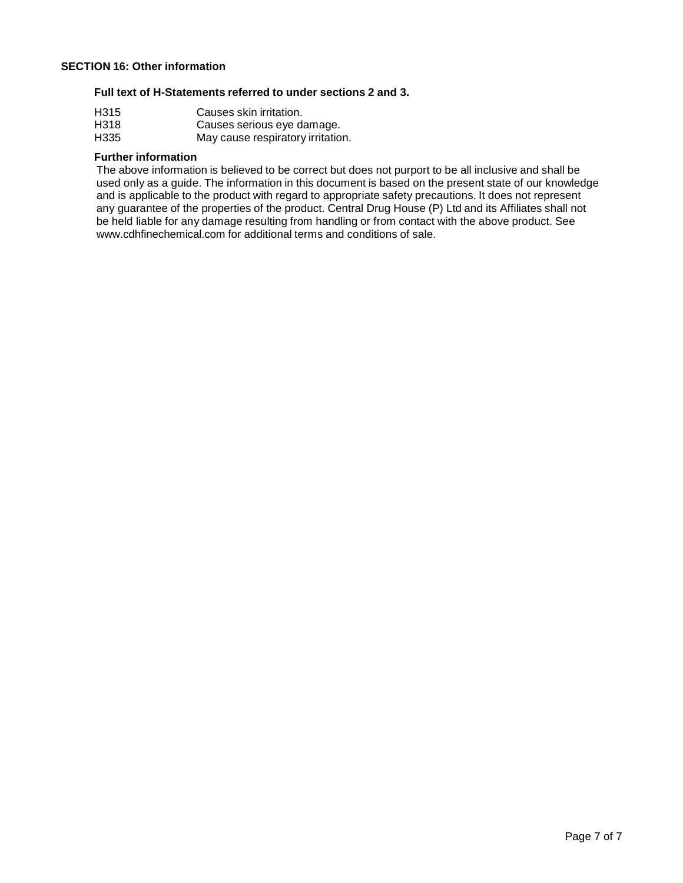## SECTION 16: Other information

### Full text of H-Statements referred to under sections 2 and 3.

| | |
|---|---|
| H315 | Causes skin irritation. |
| H318 | Causes serious eye damage. |
| H335 | May cause respiratory irritation. |

### Further information

The above information is believed to be correct but does not purport to be all inclusive and shall be used only as a guide. The information in this document is based on the present state of our knowledge and is applicable to the product with regard to appropriate safety precautions. It does not represent any guarantee of the properties of the product. Central Drug House (P) Ltd and its Affiliates shall not be held liable for any damage resulting from handling or from contact with the above product. See www.cdhfinechemical.com for additional terms and conditions of sale.